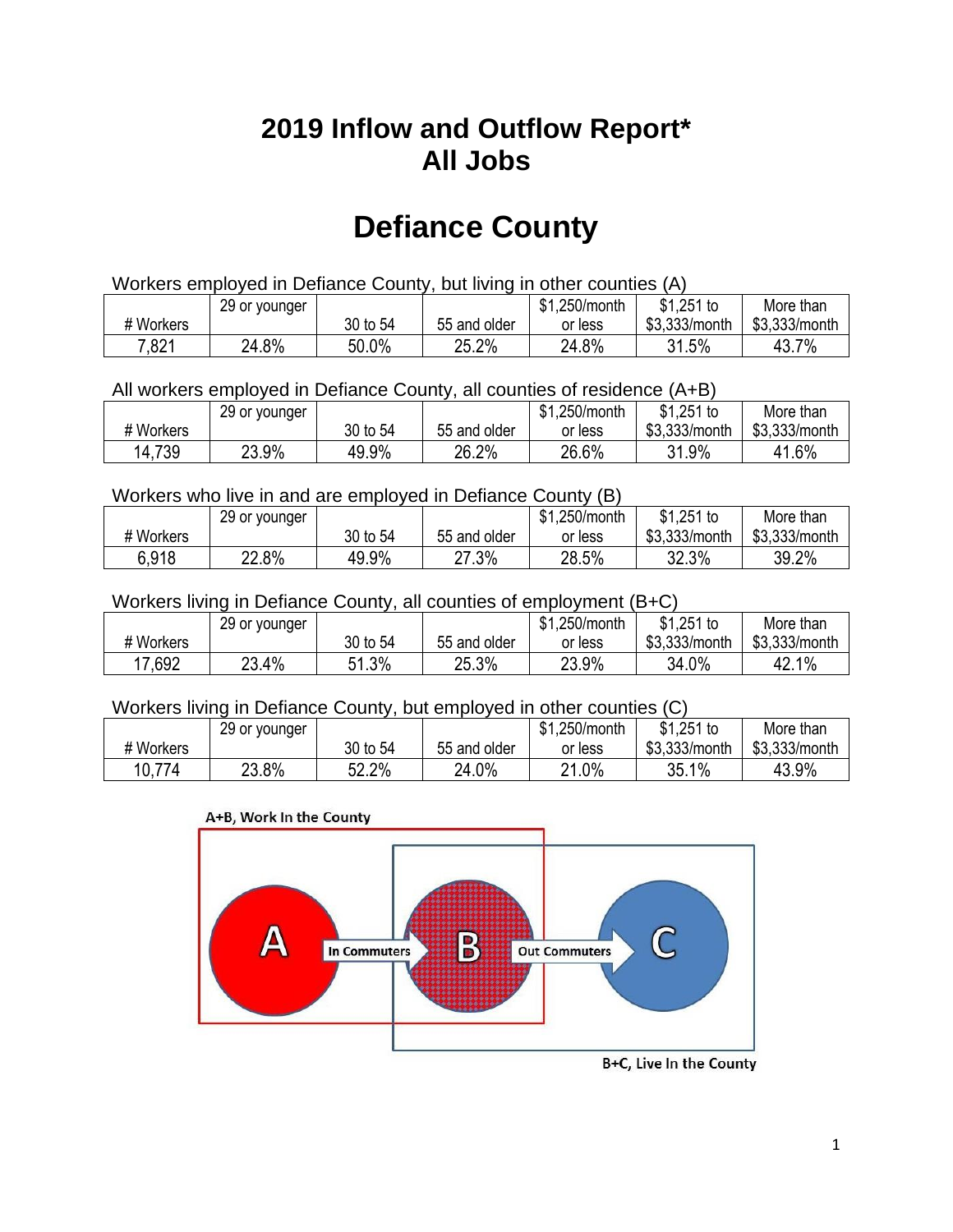# 2019 Inflow and Outflow Report*
# All Jobs

# Defiance County

Workers employed in Defiance County, but living in other counties (A)

| # Workers | 29 or younger | 30 to 54 | 55 and older | $1,250/month or less | $1,251 to $3,333/month | More than $3,333/month |
|---|---|---|---|---|---|---|
| 7,821 | 24.8% | 50.0% | 25.2% | 24.8% | 31.5% | 43.7% |

All workers employed in Defiance County, all counties of residence (A+B)

| # Workers | 29 or younger | 30 to 54 | 55 and older | $1,250/month or less | $1,251 to $3,333/month | More than $3,333/month |
|---|---|---|---|---|---|---|
| 14,739 | 23.9% | 49.9% | 26.2% | 26.6% | 31.9% | 41.6% |

Workers who live in and are employed in Defiance County (B)

| # Workers | 29 or younger | 30 to 54 | 55 and older | $1,250/month or less | $1,251 to $3,333/month | More than $3,333/month |
|---|---|---|---|---|---|---|
| 6,918 | 22.8% | 49.9% | 27.3% | 28.5% | 32.3% | 39.2% |

Workers living in Defiance County, all counties of employment (B+C)

| # Workers | 29 or younger | 30 to 54 | 55 and older | $1,250/month or less | $1,251 to $3,333/month | More than $3,333/month |
|---|---|---|---|---|---|---|
| 17,692 | 23.4% | 51.3% | 25.3% | 23.9% | 34.0% | 42.1% |

Workers living in Defiance County, but employed in other counties (C)

| # Workers | 29 or younger | 30 to 54 | 55 and older | $1,250/month or less | $1,251 to $3,333/month | More than $3,333/month |
|---|---|---|---|---|---|---|
| 10,774 | 23.8% | 52.2% | 24.0% | 21.0% | 35.1% | 43.9% |

A+B, Work In the County

A — In Commuters → B — Out Commuters → C

B+C, Live In the County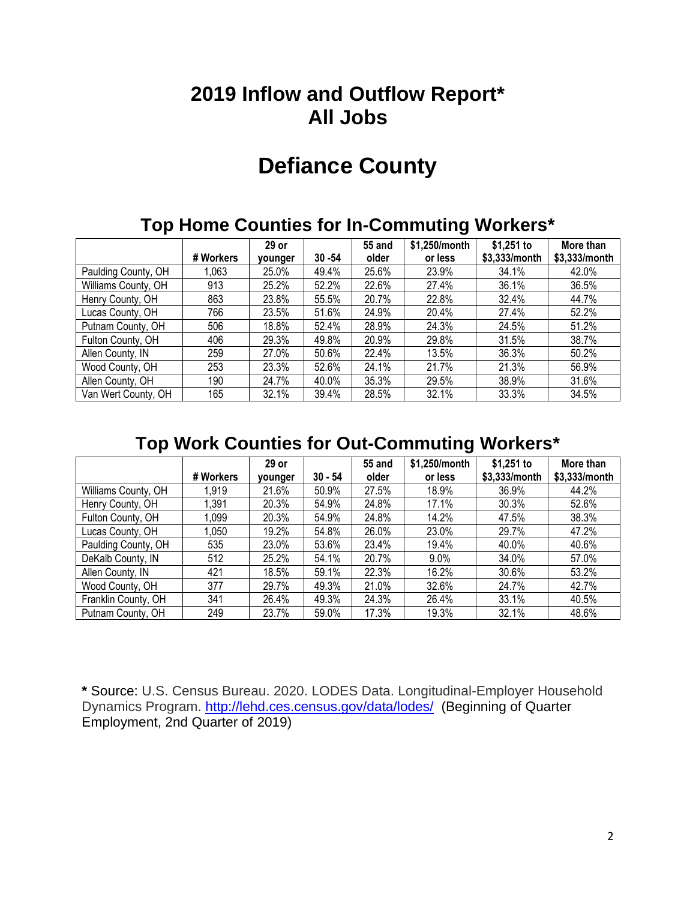# 2019 Inflow and Outflow Report*
# All Jobs

# Defiance County

## Top Home Counties for In-Commuting Workers*

| | # Workers | 29 or younger | 30 -54 | 55 and older | $1,250/month or less | $1,251 to $3,333/month | More than $3,333/month |
|---|---|---|---|---|---|---|---|
| Paulding County, OH | 1,063 | 25.0% | 49.4% | 25.6% | 23.9% | 34.1% | 42.0% |
| Williams County, OH | 913 | 25.2% | 52.2% | 22.6% | 27.4% | 36.1% | 36.5% |
| Henry County, OH | 863 | 23.8% | 55.5% | 20.7% | 22.8% | 32.4% | 44.7% |
| Lucas County, OH | 766 | 23.5% | 51.6% | 24.9% | 20.4% | 27.4% | 52.2% |
| Putnam County, OH | 506 | 18.8% | 52.4% | 28.9% | 24.3% | 24.5% | 51.2% |
| Fulton County, OH | 406 | 29.3% | 49.8% | 20.9% | 29.8% | 31.5% | 38.7% |
| Allen County, IN | 259 | 27.0% | 50.6% | 22.4% | 13.5% | 36.3% | 50.2% |
| Wood County, OH | 253 | 23.3% | 52.6% | 24.1% | 21.7% | 21.3% | 56.9% |
| Allen County, OH | 190 | 24.7% | 40.0% | 35.3% | 29.5% | 38.9% | 31.6% |
| Van Wert County, OH | 165 | 32.1% | 39.4% | 28.5% | 32.1% | 33.3% | 34.5% |

## Top Work Counties for Out-Commuting Workers*

| | # Workers | 29 or younger | 30 - 54 | 55 and older | $1,250/month or less | $1,251 to $3,333/month | More than $3,333/month |
|---|---|---|---|---|---|---|---|
| Williams County, OH | 1,919 | 21.6% | 50.9% | 27.5% | 18.9% | 36.9% | 44.2% |
| Henry County, OH | 1,391 | 20.3% | 54.9% | 24.8% | 17.1% | 30.3% | 52.6% |
| Fulton County, OH | 1,099 | 20.3% | 54.9% | 24.8% | 14.2% | 47.5% | 38.3% |
| Lucas County, OH | 1,050 | 19.2% | 54.8% | 26.0% | 23.0% | 29.7% | 47.2% |
| Paulding County, OH | 535 | 23.0% | 53.6% | 23.4% | 19.4% | 40.0% | 40.6% |
| DeKalb County, IN | 512 | 25.2% | 54.1% | 20.7% | 9.0% | 34.0% | 57.0% |
| Allen County, IN | 421 | 18.5% | 59.1% | 22.3% | 16.2% | 30.6% | 53.2% |
| Wood County, OH | 377 | 29.7% | 49.3% | 21.0% | 32.6% | 24.7% | 42.7% |
| Franklin County, OH | 341 | 26.4% | 49.3% | 24.3% | 26.4% | 33.1% | 40.5% |
| Putnam County, OH | 249 | 23.7% | 59.0% | 17.3% | 19.3% | 32.1% | 48.6% |

**\*** Source: U.S. Census Bureau. 2020. LODES Data. Longitudinal-Employer Household Dynamics Program. http://lehd.ces.census.gov/data/lodes/ (Beginning of Quarter Employment, 2nd Quarter of 2019)